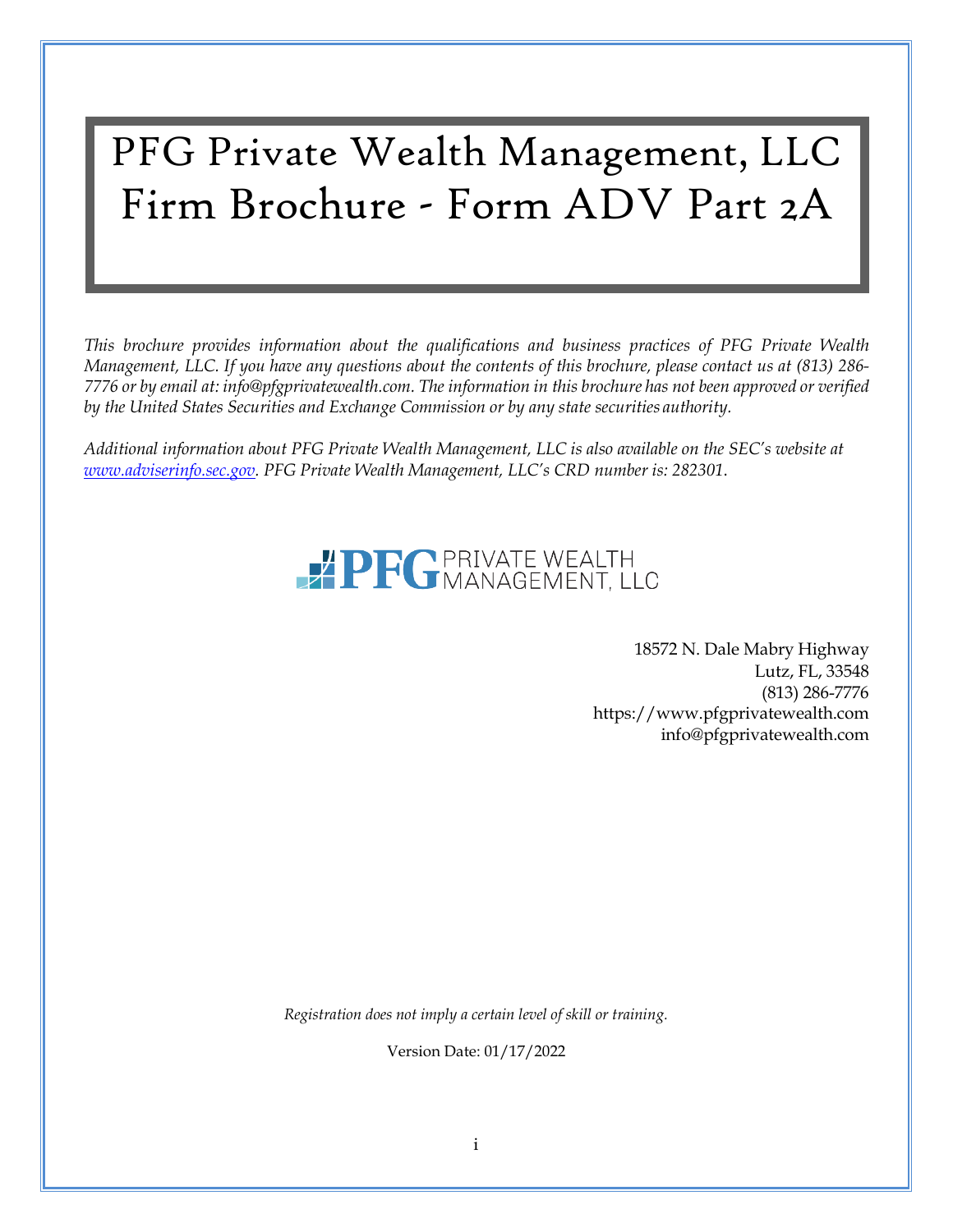# PFG Private Wealth Management, LLC
# Firm Brochure - Form ADV Part 2A

*This brochure provides information about the qualifications and business practices of PFG Private Wealth Management, LLC. If you have any questions about the contents of this brochure, please contact us at (813) 286-7776 or by email at: info@pfgprivatewealth.com. The information in this brochure has not been approved or verified by the United States Securities and Exchange Commission or by any state securities authority.*

*Additional information about PFG Private Wealth Management, LLC is also available on the SEC's website at [www.adviserinfo.sec.gov](www.adviserinfo.sec.gov). PFG Private Wealth Management, LLC's CRD number is: 282301.*

PFG PRIVATE WEALTH MANAGEMENT, LLC

18572 N. Dale Mabry Highway
Lutz, FL, 33548
(813) 286-7776
https://www.pfgprivatewealth.com
info@pfgprivatewealth.com

*Registration does not imply a certain level of skill or training.*

Version Date: 01/17/2022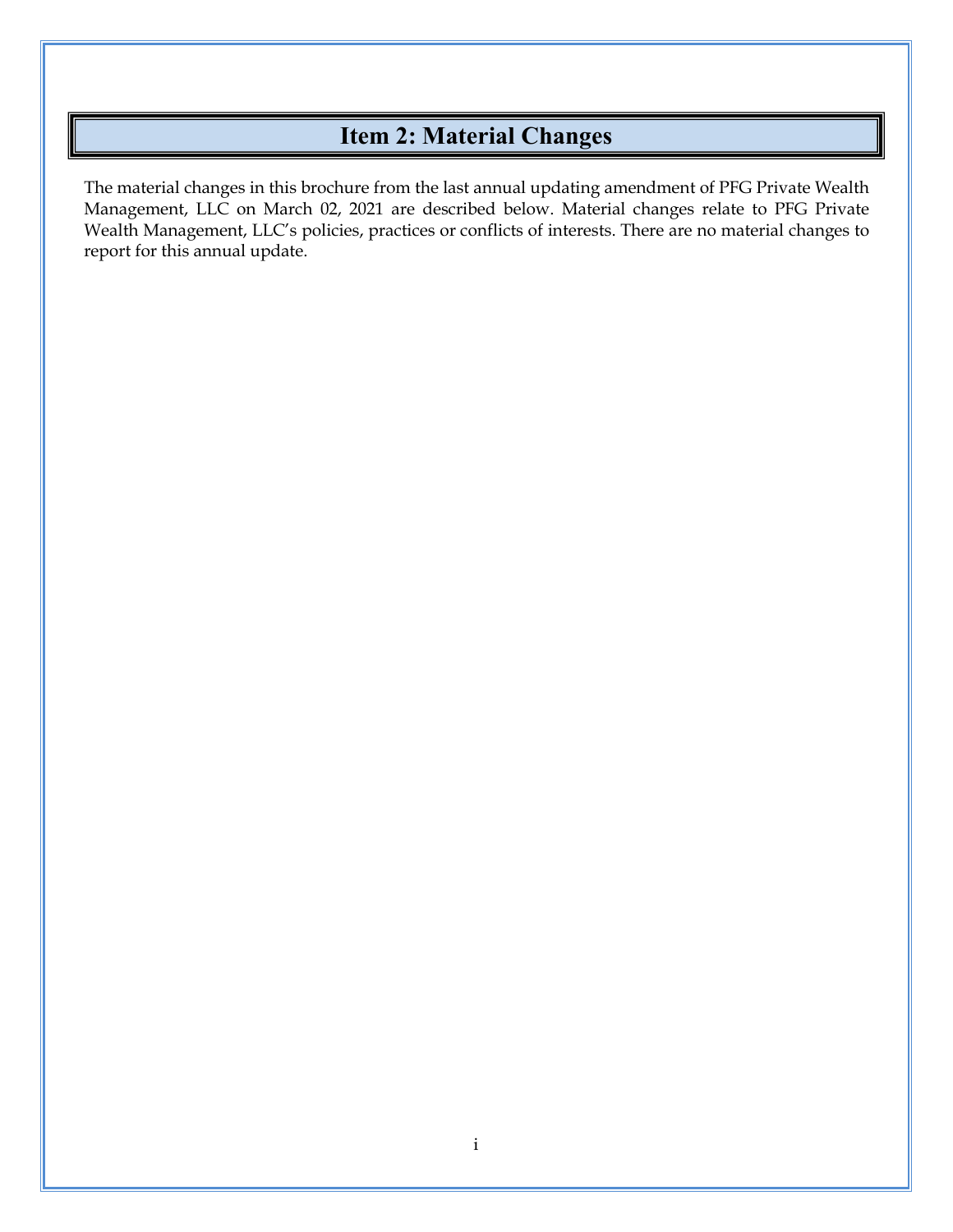# Item 2: Material Changes

The material changes in this brochure from the last annual updating amendment of PFG Private Wealth Management, LLC on March 02, 2021 are described below. Material changes relate to PFG Private Wealth Management, LLC's policies, practices or conflicts of interests. There are no material changes to report for this annual update.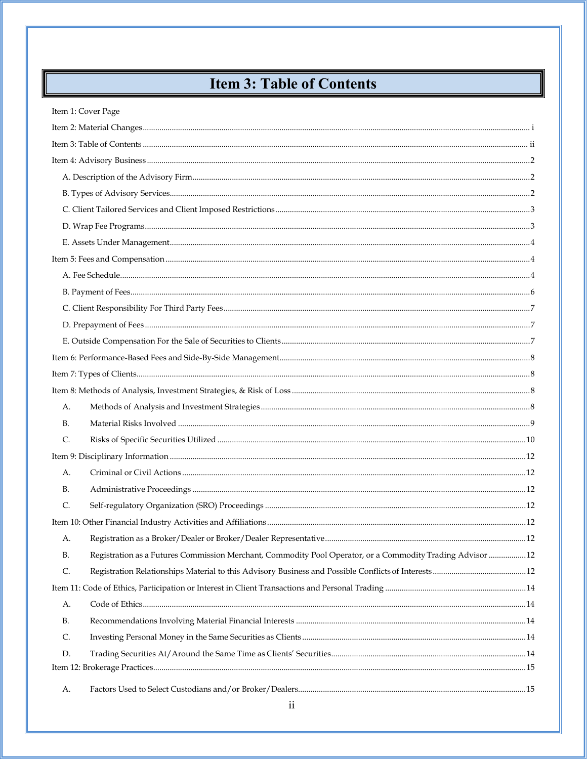# Item 3: Table of Contents

Item 1: Cover Page

Item 2: Material Changes ........ i

Item 3: Table of Contents ........ ii

Item 4: Advisory Business ........ 2

- A. Description of the Advisory Firm ........ 2
- B. Types of Advisory Services ........ 2
- C. Client Tailored Services and Client Imposed Restrictions ........ 3
- D. Wrap Fee Programs ........ 3
- E. Assets Under Management ........ 4

Item 5: Fees and Compensation ........ 4

- A. Fee Schedule ........ 4
- B. Payment of Fees ........ 6
- C. Client Responsibility For Third Party Fees ........ 7
- D. Prepayment of Fees ........ 7
- E. Outside Compensation For the Sale of Securities to Clients ........ 7

Item 6: Performance-Based Fees and Side-By-Side Management ........ 8

Item 7: Types of Clients ........ 8

Item 8: Methods of Analysis, Investment Strategies, & Risk of Loss ........ 8

- A. Methods of Analysis and Investment Strategies ........ 8
- B. Material Risks Involved ........ 9
- C. Risks of Specific Securities Utilized ........ 10

Item 9: Disciplinary Information ........ 12

- A. Criminal or Civil Actions ........ 12
- B. Administrative Proceedings ........ 12
- C. Self-regulatory Organization (SRO) Proceedings ........ 12

Item 10: Other Financial Industry Activities and Affiliations ........ 12

- A. Registration as a Broker/Dealer or Broker/Dealer Representative ........ 12
- B. Registration as a Futures Commission Merchant, Commodity Pool Operator, or a Commodity Trading Advisor ........ 12
- C. Registration Relationships Material to this Advisory Business and Possible Conflicts of Interests ........ 12

Item 11: Code of Ethics, Participation or Interest in Client Transactions and Personal Trading ........ 14

- A. Code of Ethics ........ 14
- B. Recommendations Involving Material Financial Interests ........ 14
- C. Investing Personal Money in the Same Securities as Clients ........ 14
- D. Trading Securities At/Around the Same Time as Clients' Securities ........ 14

Item 12: Brokerage Practices ........ 15

- A. Factors Used to Select Custodians and/or Broker/Dealers ........ 15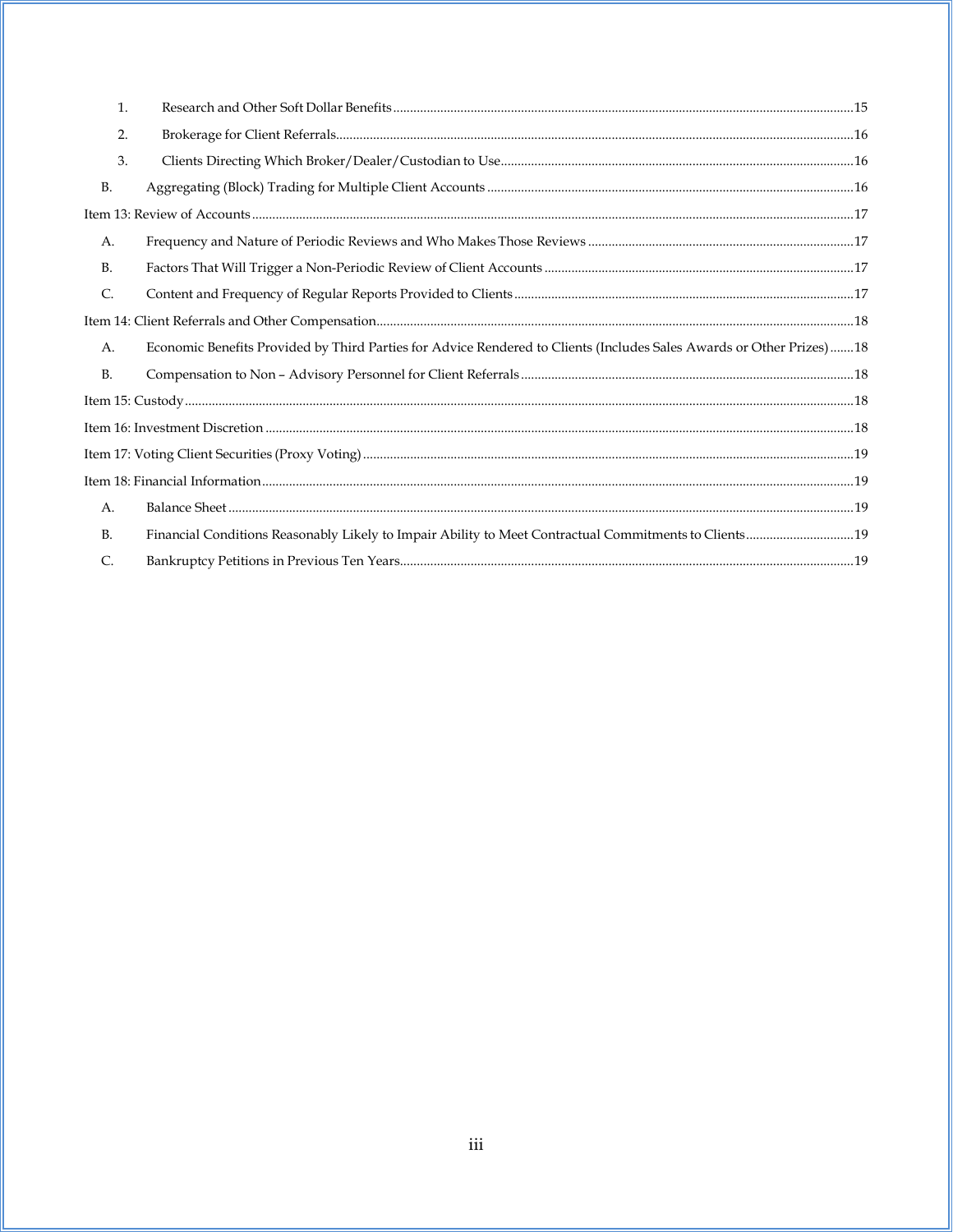1. Research and Other Soft Dollar Benefits ....................................................................................................................... 15
2. Brokerage for Client Referrals ....................................................................................................................... 16
3. Clients Directing Which Broker/Dealer/Custodian to Use ....................................................................................................................... 16

B. Aggregating (Block) Trading for Multiple Client Accounts ....................................................................................................................... 16

Item 13: Review of Accounts ....................................................................................................................... 17

A. Frequency and Nature of Periodic Reviews and Who Makes Those Reviews ....................................................................................................................... 17

B. Factors That Will Trigger a Non-Periodic Review of Client Accounts ....................................................................................................................... 17

C. Content and Frequency of Regular Reports Provided to Clients ....................................................................................................................... 17

Item 14: Client Referrals and Other Compensation ....................................................................................................................... 18

A. Economic Benefits Provided by Third Parties for Advice Rendered to Clients (Includes Sales Awards or Other Prizes) ....... 18

B. Compensation to Non – Advisory Personnel for Client Referrals ....................................................................................................................... 18

Item 15: Custody ....................................................................................................................... 18

Item 16: Investment Discretion ....................................................................................................................... 18

Item 17: Voting Client Securities (Proxy Voting) ....................................................................................................................... 19

Item 18: Financial Information ....................................................................................................................... 19

A. Balance Sheet ....................................................................................................................... 19

B. Financial Conditions Reasonably Likely to Impair Ability to Meet Contractual Commitments to Clients ....................................................................................................................... 19

C. Bankruptcy Petitions in Previous Ten Years ....................................................................................................................... 19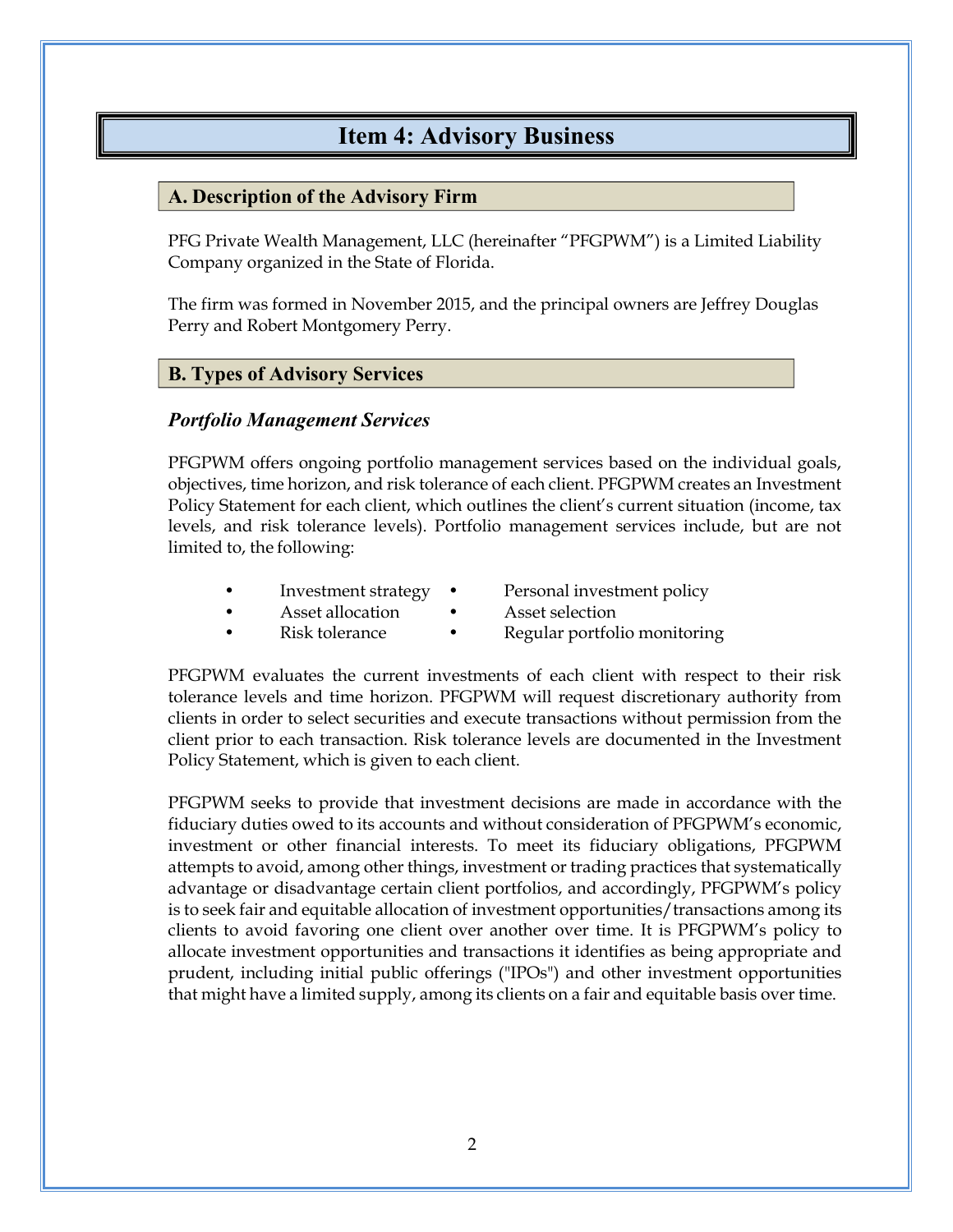# Item 4: Advisory Business

## A. Description of the Advisory Firm

PFG Private Wealth Management, LLC (hereinafter "PFGPWM") is a Limited Liability Company organized in the State of Florida.

The firm was formed in November 2015, and the principal owners are Jeffrey Douglas Perry and Robert Montgomery Perry.

## B. Types of Advisory Services

### *Portfolio Management Services*

PFGPWM offers ongoing portfolio management services based on the individual goals, objectives, time horizon, and risk tolerance of each client. PFGPWM creates an Investment Policy Statement for each client, which outlines the client's current situation (income, tax levels, and risk tolerance levels). Portfolio management services include, but are not limited to, the following:

- Investment strategy
- Personal investment policy
- Asset allocation
- Asset selection
- Risk tolerance
- Regular portfolio monitoring

PFGPWM evaluates the current investments of each client with respect to their risk tolerance levels and time horizon. PFGPWM will request discretionary authority from clients in order to select securities and execute transactions without permission from the client prior to each transaction. Risk tolerance levels are documented in the Investment Policy Statement, which is given to each client.

PFGPWM seeks to provide that investment decisions are made in accordance with the fiduciary duties owed to its accounts and without consideration of PFGPWM's economic, investment or other financial interests. To meet its fiduciary obligations, PFGPWM attempts to avoid, among other things, investment or trading practices that systematically advantage or disadvantage certain client portfolios, and accordingly, PFGPWM's policy is to seek fair and equitable allocation of investment opportunities/transactions among its clients to avoid favoring one client over another over time. It is PFGPWM's policy to allocate investment opportunities and transactions it identifies as being appropriate and prudent, including initial public offerings ("IPOs") and other investment opportunities that might have a limited supply, among its clients on a fair and equitable basis over time.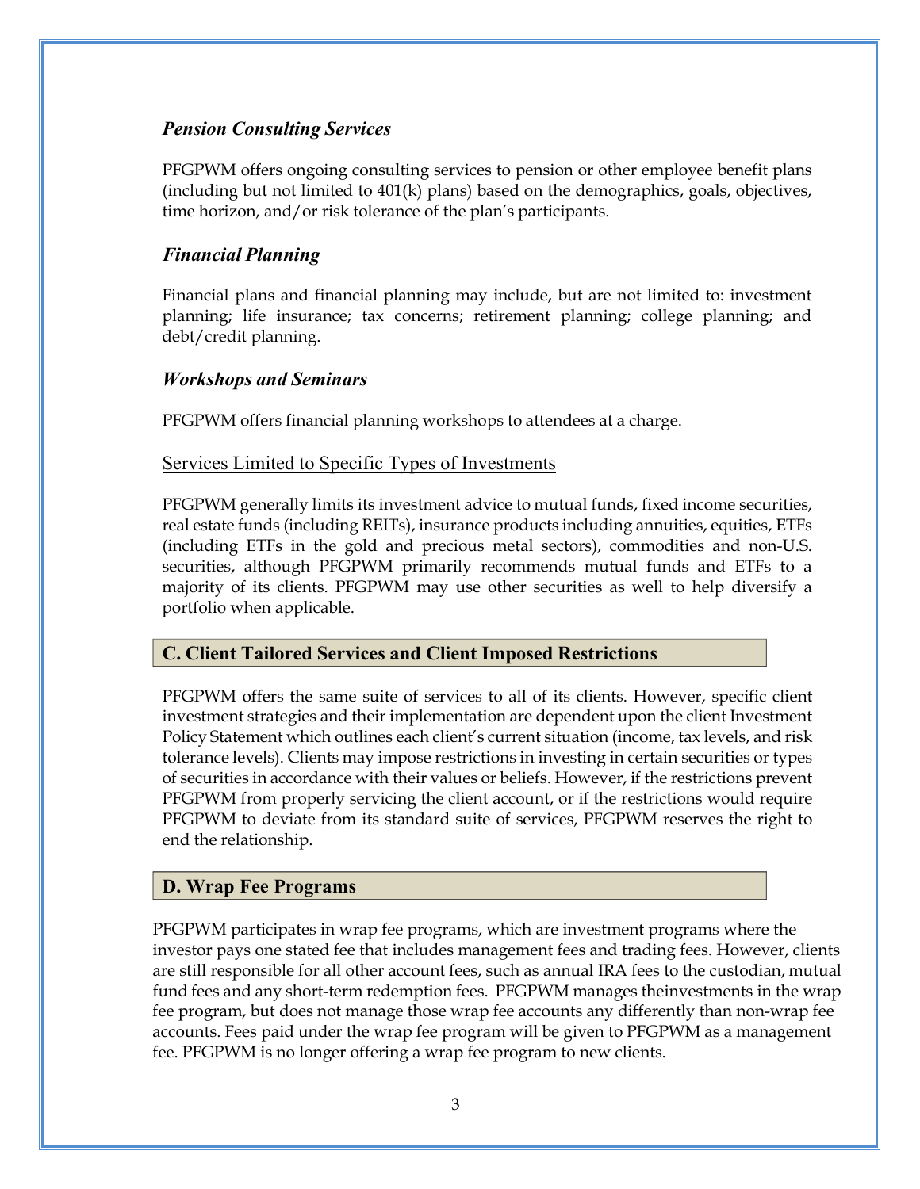### *Pension Consulting Services*

PFGPWM offers ongoing consulting services to pension or other employee benefit plans (including but not limited to 401(k) plans) based on the demographics, goals, objectives, time horizon, and/or risk tolerance of the plan's participants.

### *Financial Planning*

Financial plans and financial planning may include, but are not limited to: investment planning; life insurance; tax concerns; retirement planning; college planning; and debt/credit planning.

### *Workshops and Seminars*

PFGPWM offers financial planning workshops to attendees at a charge.

### Services Limited to Specific Types of Investments

PFGPWM generally limits its investment advice to mutual funds, fixed income securities, real estate funds (including REITs), insurance products including annuities, equities, ETFs (including ETFs in the gold and precious metal sectors), commodities and non-U.S. securities, although PFGPWM primarily recommends mutual funds and ETFs to a majority of its clients. PFGPWM may use other securities as well to help diversify a portfolio when applicable.

## C. Client Tailored Services and Client Imposed Restrictions

PFGPWM offers the same suite of services to all of its clients. However, specific client investment strategies and their implementation are dependent upon the client Investment Policy Statement which outlines each client's current situation (income, tax levels, and risk tolerance levels). Clients may impose restrictions in investing in certain securities or types of securities in accordance with their values or beliefs. However, if the restrictions prevent PFGPWM from properly servicing the client account, or if the restrictions would require PFGPWM to deviate from its standard suite of services, PFGPWM reserves the right to end the relationship.

## D. Wrap Fee Programs

PFGPWM participates in wrap fee programs, which are investment programs where the investor pays one stated fee that includes management fees and trading fees. However, clients are still responsible for all other account fees, such as annual IRA fees to the custodian, mutual fund fees and any short-term redemption fees. PFGPWM manages theinvestments in the wrap fee program, but does not manage those wrap fee accounts any differently than non-wrap fee accounts. Fees paid under the wrap fee program will be given to PFGPWM as a management fee. PFGPWM is no longer offering a wrap fee program to new clients.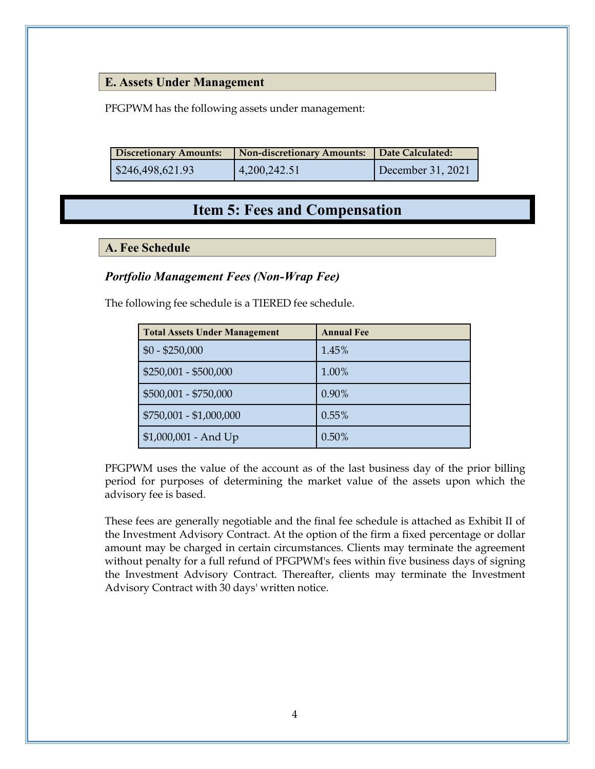### E. Assets Under Management

PFGPWM has the following assets under management:

| Discretionary Amounts: | Non-discretionary Amounts: | Date Calculated: |
| --- | --- | --- |
| $246,498,621.93 | 4,200,242.51 | December 31, 2021 |

## Item 5: Fees and Compensation

### A. Fee Schedule

***Portfolio Management Fees (Non-Wrap Fee)***

The following fee schedule is a TIERED fee schedule.

| Total Assets Under Management | Annual Fee |
| --- | --- |
| $0 - $250,000 | 1.45% |
| $250,001 - $500,000 | 1.00% |
| $500,001 - $750,000 | 0.90% |
| $750,001 - $1,000,000 | 0.55% |
| $1,000,001 - And Up | 0.50% |

PFGPWM uses the value of the account as of the last business day of the prior billing period for purposes of determining the market value of the assets upon which the advisory fee is based.

These fees are generally negotiable and the final fee schedule is attached as Exhibit II of the Investment Advisory Contract. At the option of the firm a fixed percentage or dollar amount may be charged in certain circumstances. Clients may terminate the agreement without penalty for a full refund of PFGPWM's fees within five business days of signing the Investment Advisory Contract. Thereafter, clients may terminate the Investment Advisory Contract with 30 days' written notice.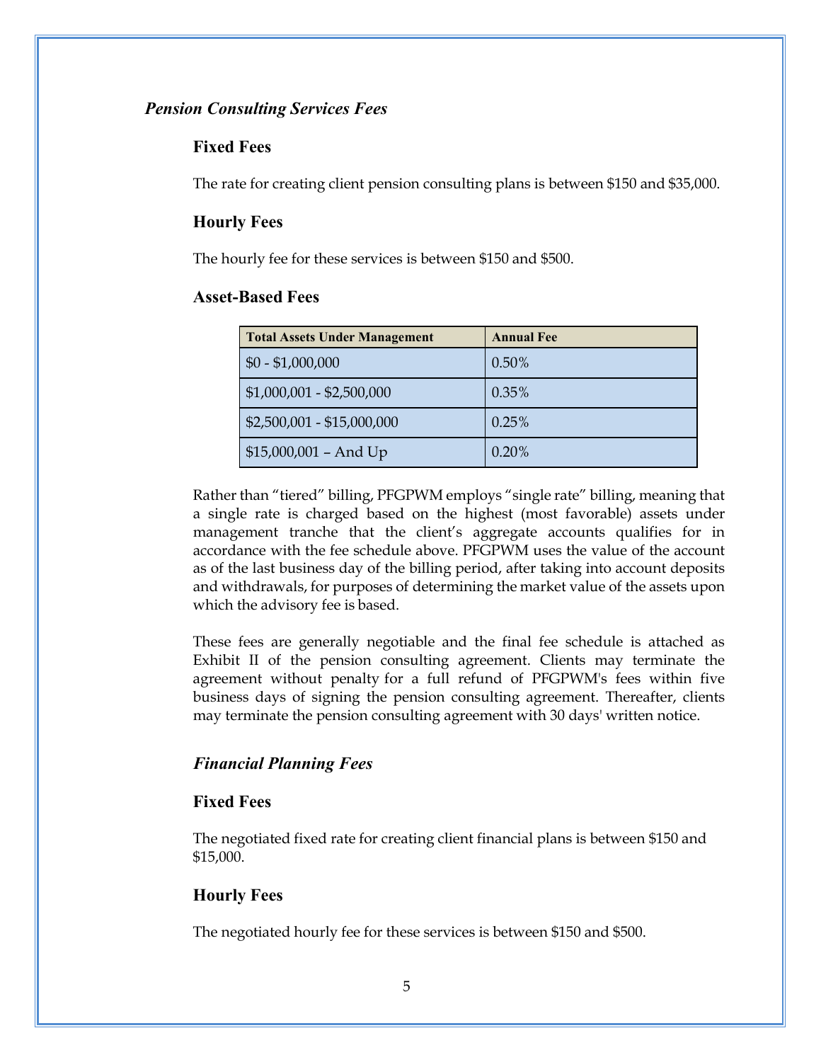### *Pension Consulting Services Fees*

#### Fixed Fees

The rate for creating client pension consulting plans is between $150 and $35,000.

#### Hourly Fees

The hourly fee for these services is between $150 and $500.

#### Asset-Based Fees

| Total Assets Under Management | Annual Fee |
|---|---|
| $0 - $1,000,000 | 0.50% |
| $1,000,001 - $2,500,000 | 0.35% |
| $2,500,001 - $15,000,000 | 0.25% |
| $15,000,001 – And Up | 0.20% |

Rather than "tiered" billing, PFGPWM employs "single rate" billing, meaning that a single rate is charged based on the highest (most favorable) assets under management tranche that the client's aggregate accounts qualifies for in accordance with the fee schedule above. PFGPWM uses the value of the account as of the last business day of the billing period, after taking into account deposits and withdrawals, for purposes of determining the market value of the assets upon which the advisory fee is based.

These fees are generally negotiable and the final fee schedule is attached as Exhibit II of the pension consulting agreement. Clients may terminate the agreement without penalty for a full refund of PFGPWM's fees within five business days of signing the pension consulting agreement. Thereafter, clients may terminate the pension consulting agreement with 30 days' written notice.

### *Financial Planning Fees*

#### Fixed Fees

The negotiated fixed rate for creating client financial plans is between $150 and $15,000.

#### Hourly Fees

The negotiated hourly fee for these services is between $150 and $500.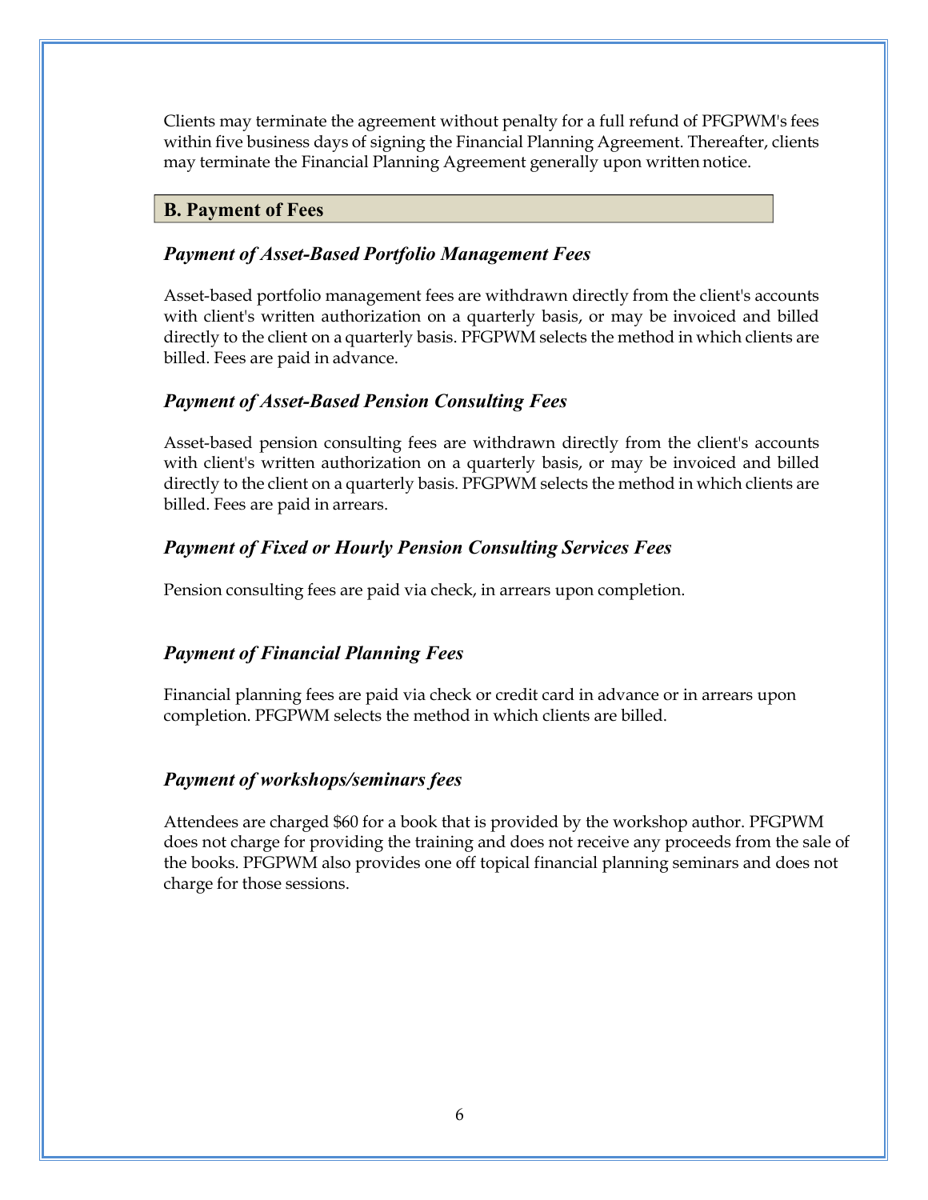Clients may terminate the agreement without penalty for a full refund of PFGPWM's fees within five business days of signing the Financial Planning Agreement. Thereafter, clients may terminate the Financial Planning Agreement generally upon written notice.

## B. Payment of Fees

### *Payment of Asset-Based Portfolio Management Fees*

Asset-based portfolio management fees are withdrawn directly from the client's accounts with client's written authorization on a quarterly basis, or may be invoiced and billed directly to the client on a quarterly basis. PFGPWM selects the method in which clients are billed. Fees are paid in advance.

### *Payment of Asset-Based Pension Consulting Fees*

Asset-based pension consulting fees are withdrawn directly from the client's accounts with client's written authorization on a quarterly basis, or may be invoiced and billed directly to the client on a quarterly basis. PFGPWM selects the method in which clients are billed. Fees are paid in arrears.

### *Payment of Fixed or Hourly Pension Consulting Services Fees*

Pension consulting fees are paid via check, in arrears upon completion.

### *Payment of Financial Planning Fees*

Financial planning fees are paid via check or credit card in advance or in arrears upon completion. PFGPWM selects the method in which clients are billed.

### *Payment of workshops/seminars fees*

Attendees are charged $60 for a book that is provided by the workshop author. PFGPWM does not charge for providing the training and does not receive any proceeds from the sale of the books. PFGPWM also provides one off topical financial planning seminars and does not charge for those sessions.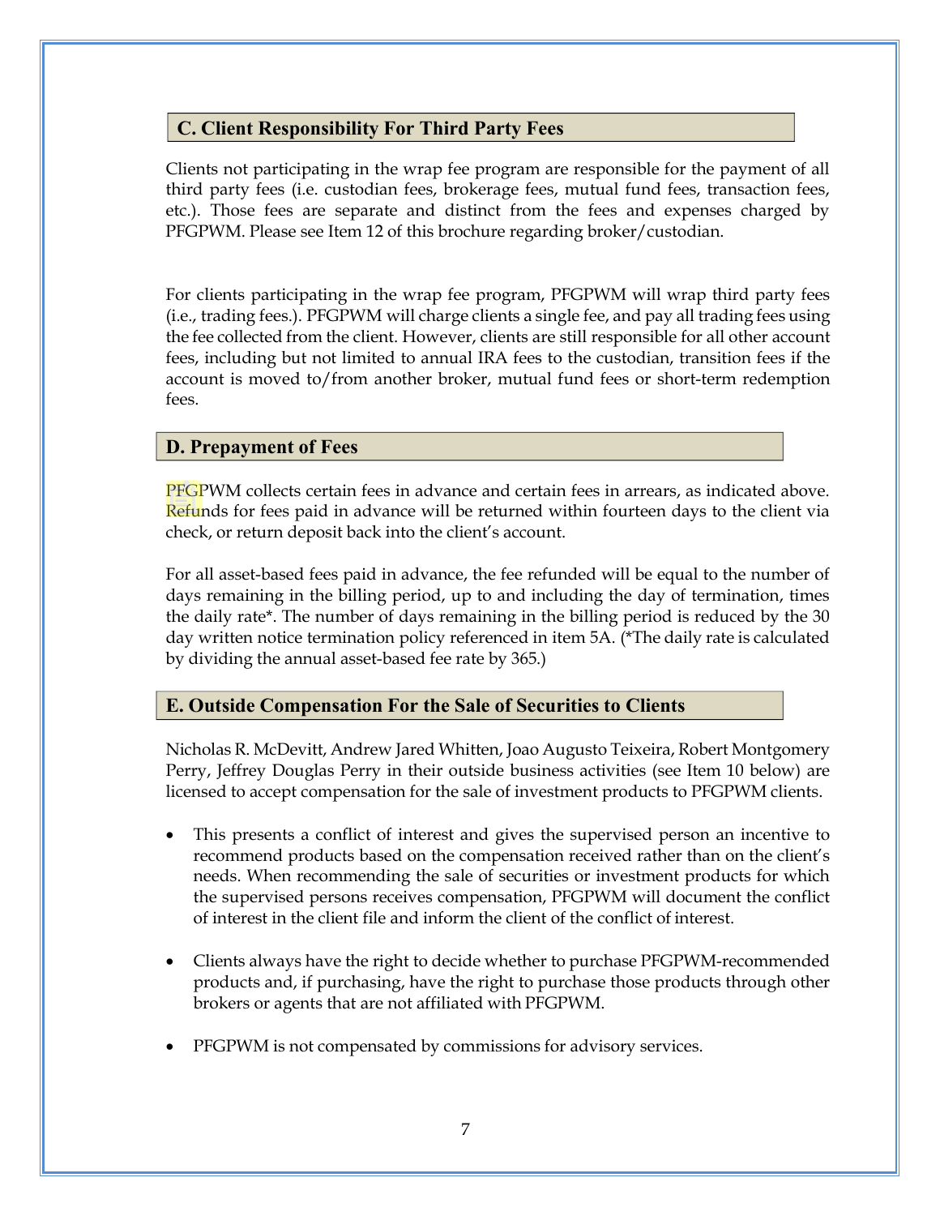## C. Client Responsibility For Third Party Fees

Clients not participating in the wrap fee program are responsible for the payment of all third party fees (i.e. custodian fees, brokerage fees, mutual fund fees, transaction fees, etc.). Those fees are separate and distinct from the fees and expenses charged by PFGPWM. Please see Item 12 of this brochure regarding broker/custodian.

For clients participating in the wrap fee program, PFGPWM will wrap third party fees (i.e., trading fees.). PFGPWM will charge clients a single fee, and pay all trading fees using the fee collected from the client. However, clients are still responsible for all other account fees, including but not limited to annual IRA fees to the custodian, transition fees if the account is moved to/from another broker, mutual fund fees or short-term redemption fees.

## D. Prepayment of Fees

PFGPWM collects certain fees in advance and certain fees in arrears, as indicated above. Refunds for fees paid in advance will be returned within fourteen days to the client via check, or return deposit back into the client's account.

For all asset-based fees paid in advance, the fee refunded will be equal to the number of days remaining in the billing period, up to and including the day of termination, times the daily rate*. The number of days remaining in the billing period is reduced by the 30 day written notice termination policy referenced in item 5A. (*The daily rate is calculated by dividing the annual asset-based fee rate by 365.)

## E. Outside Compensation For the Sale of Securities to Clients

Nicholas R. McDevitt, Andrew Jared Whitten, Joao Augusto Teixeira, Robert Montgomery Perry, Jeffrey Douglas Perry in their outside business activities (see Item 10 below) are licensed to accept compensation for the sale of investment products to PFGPWM clients.

- This presents a conflict of interest and gives the supervised person an incentive to recommend products based on the compensation received rather than on the client's needs. When recommending the sale of securities or investment products for which the supervised persons receives compensation, PFGPWM will document the conflict of interest in the client file and inform the client of the conflict of interest.

- Clients always have the right to decide whether to purchase PFGPWM-recommended products and, if purchasing, have the right to purchase those products through other brokers or agents that are not affiliated with PFGPWM.

- PFGPWM is not compensated by commissions for advisory services.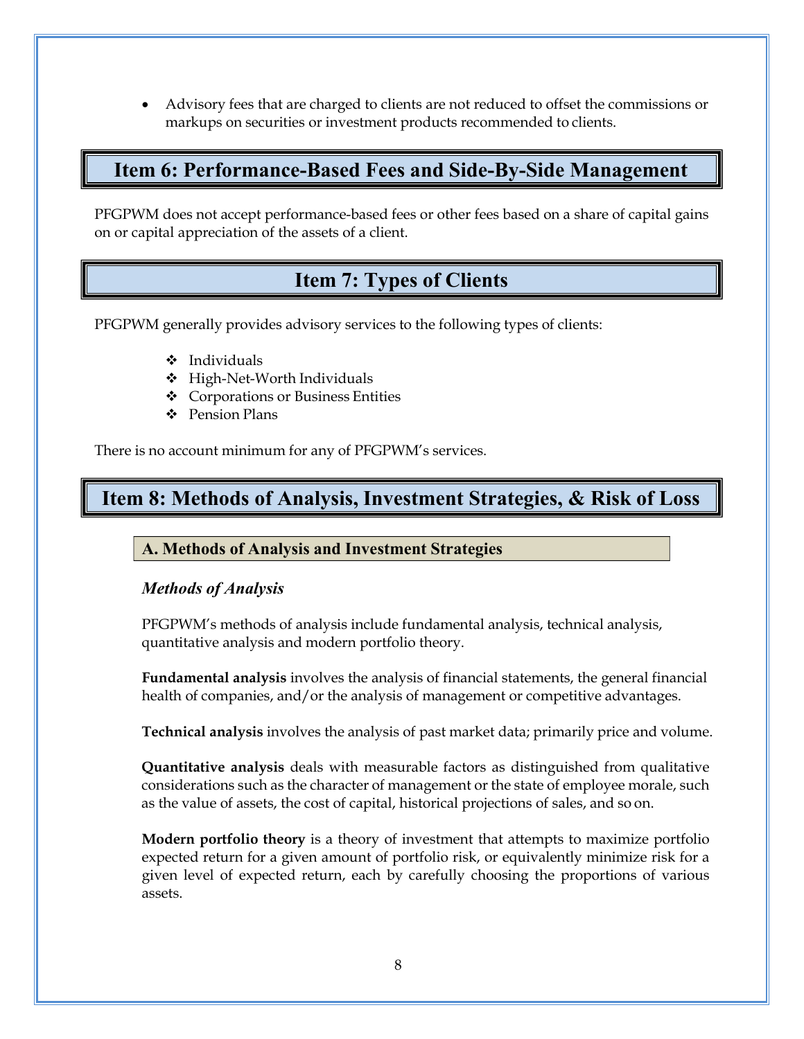- Advisory fees that are charged to clients are not reduced to offset the commissions or markups on securities or investment products recommended to clients.

## Item 6: Performance-Based Fees and Side-By-Side Management

PFGPWM does not accept performance-based fees or other fees based on a share of capital gains on or capital appreciation of the assets of a client.

## Item 7: Types of Clients

PFGPWM generally provides advisory services to the following types of clients:

- Individuals
- High-Net-Worth Individuals
- Corporations or Business Entities
- Pension Plans

There is no account minimum for any of PFGPWM's services.

## Item 8: Methods of Analysis, Investment Strategies, & Risk of Loss

### A. Methods of Analysis and Investment Strategies

***Methods of Analysis***

PFGPWM's methods of analysis include fundamental analysis, technical analysis, quantitative analysis and modern portfolio theory.

**Fundamental analysis** involves the analysis of financial statements, the general financial health of companies, and/or the analysis of management or competitive advantages.

**Technical analysis** involves the analysis of past market data; primarily price and volume.

**Quantitative analysis** deals with measurable factors as distinguished from qualitative considerations such as the character of management or the state of employee morale, such as the value of assets, the cost of capital, historical projections of sales, and so on.

**Modern portfolio theory** is a theory of investment that attempts to maximize portfolio expected return for a given amount of portfolio risk, or equivalently minimize risk for a given level of expected return, each by carefully choosing the proportions of various assets.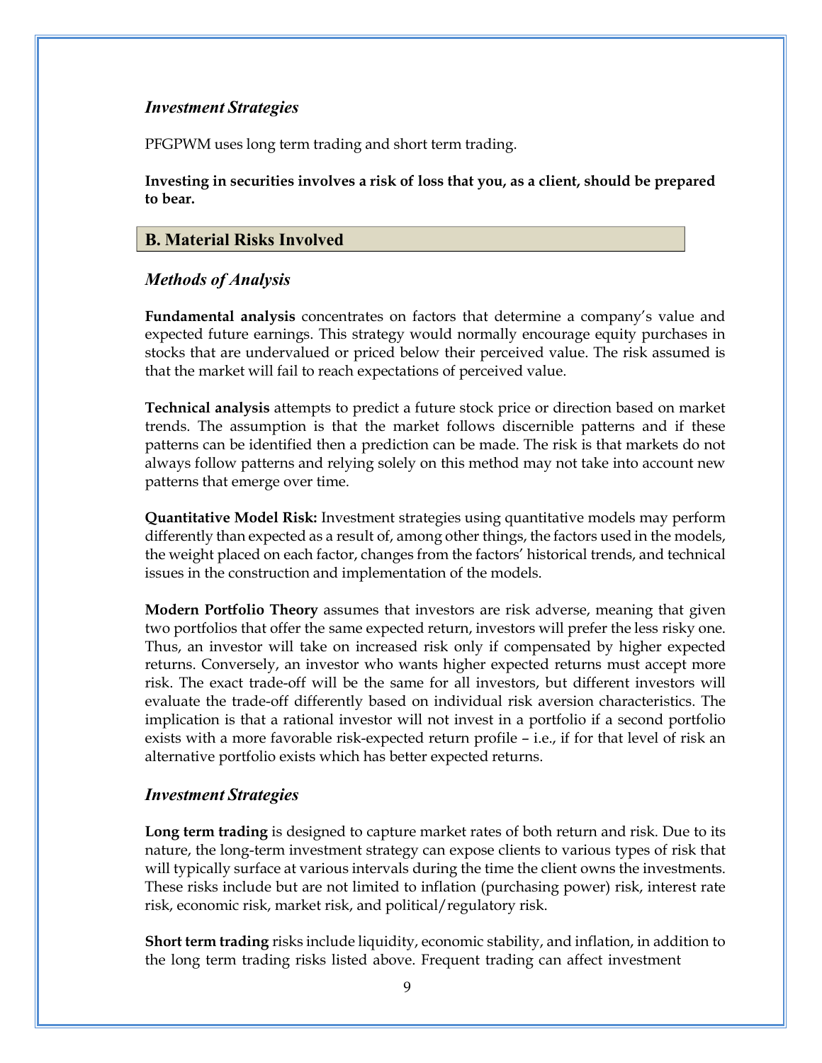### *Investment Strategies*

PFGPWM uses long term trading and short term trading.

**Investing in securities involves a risk of loss that you, as a client, should be prepared to bear.**

## B. Material Risks Involved

### *Methods of Analysis*

**Fundamental analysis** concentrates on factors that determine a company's value and expected future earnings. This strategy would normally encourage equity purchases in stocks that are undervalued or priced below their perceived value. The risk assumed is that the market will fail to reach expectations of perceived value.

**Technical analysis** attempts to predict a future stock price or direction based on market trends. The assumption is that the market follows discernible patterns and if these patterns can be identified then a prediction can be made. The risk is that markets do not always follow patterns and relying solely on this method may not take into account new patterns that emerge over time.

**Quantitative Model Risk:** Investment strategies using quantitative models may perform differently than expected as a result of, among other things, the factors used in the models, the weight placed on each factor, changes from the factors' historical trends, and technical issues in the construction and implementation of the models.

**Modern Portfolio Theory** assumes that investors are risk adverse, meaning that given two portfolios that offer the same expected return, investors will prefer the less risky one. Thus, an investor will take on increased risk only if compensated by higher expected returns. Conversely, an investor who wants higher expected returns must accept more risk. The exact trade-off will be the same for all investors, but different investors will evaluate the trade-off differently based on individual risk aversion characteristics. The implication is that a rational investor will not invest in a portfolio if a second portfolio exists with a more favorable risk-expected return profile – i.e., if for that level of risk an alternative portfolio exists which has better expected returns.

### *Investment Strategies*

**Long term trading** is designed to capture market rates of both return and risk. Due to its nature, the long-term investment strategy can expose clients to various types of risk that will typically surface at various intervals during the time the client owns the investments. These risks include but are not limited to inflation (purchasing power) risk, interest rate risk, economic risk, market risk, and political/regulatory risk.

**Short term trading** risks include liquidity, economic stability, and inflation, in addition to the long term trading risks listed above. Frequent trading can affect investment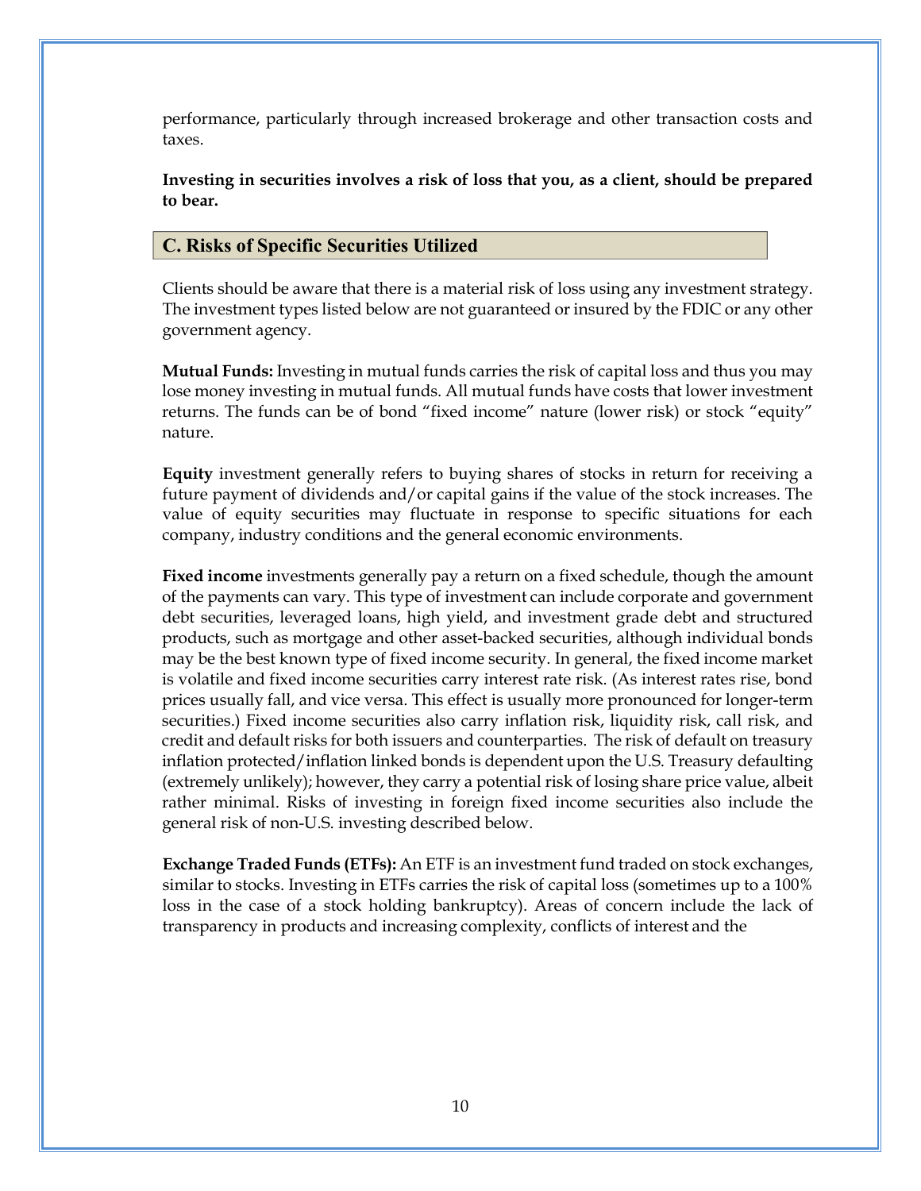performance, particularly through increased brokerage and other transaction costs and taxes.

**Investing in securities involves a risk of loss that you, as a client, should be prepared to bear.**

## C. Risks of Specific Securities Utilized

Clients should be aware that there is a material risk of loss using any investment strategy. The investment types listed below are not guaranteed or insured by the FDIC or any other government agency.

**Mutual Funds:** Investing in mutual funds carries the risk of capital loss and thus you may lose money investing in mutual funds. All mutual funds have costs that lower investment returns. The funds can be of bond "fixed income" nature (lower risk) or stock "equity" nature.

**Equity** investment generally refers to buying shares of stocks in return for receiving a future payment of dividends and/or capital gains if the value of the stock increases. The value of equity securities may fluctuate in response to specific situations for each company, industry conditions and the general economic environments.

**Fixed income** investments generally pay a return on a fixed schedule, though the amount of the payments can vary. This type of investment can include corporate and government debt securities, leveraged loans, high yield, and investment grade debt and structured products, such as mortgage and other asset-backed securities, although individual bonds may be the best known type of fixed income security. In general, the fixed income market is volatile and fixed income securities carry interest rate risk. (As interest rates rise, bond prices usually fall, and vice versa. This effect is usually more pronounced for longer-term securities.) Fixed income securities also carry inflation risk, liquidity risk, call risk, and credit and default risks for both issuers and counterparties. The risk of default on treasury inflation protected/inflation linked bonds is dependent upon the U.S. Treasury defaulting (extremely unlikely); however, they carry a potential risk of losing share price value, albeit rather minimal. Risks of investing in foreign fixed income securities also include the general risk of non-U.S. investing described below.

**Exchange Traded Funds (ETFs):** An ETF is an investment fund traded on stock exchanges, similar to stocks. Investing in ETFs carries the risk of capital loss (sometimes up to a 100% loss in the case of a stock holding bankruptcy). Areas of concern include the lack of transparency in products and increasing complexity, conflicts of interest and the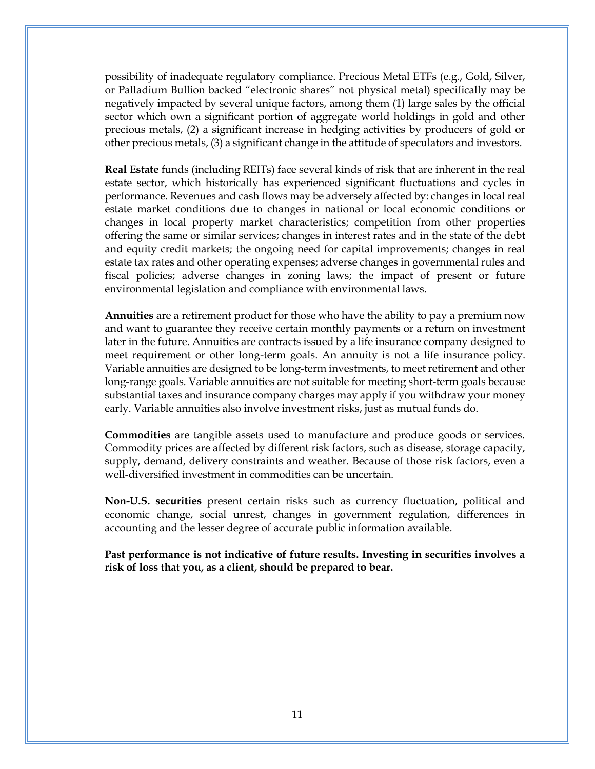possibility of inadequate regulatory compliance. Precious Metal ETFs (e.g., Gold, Silver, or Palladium Bullion backed "electronic shares" not physical metal) specifically may be negatively impacted by several unique factors, among them (1) large sales by the official sector which own a significant portion of aggregate world holdings in gold and other precious metals, (2) a significant increase in hedging activities by producers of gold or other precious metals, (3) a significant change in the attitude of speculators and investors.

**Real Estate** funds (including REITs) face several kinds of risk that are inherent in the real estate sector, which historically has experienced significant fluctuations and cycles in performance. Revenues and cash flows may be adversely affected by: changes in local real estate market conditions due to changes in national or local economic conditions or changes in local property market characteristics; competition from other properties offering the same or similar services; changes in interest rates and in the state of the debt and equity credit markets; the ongoing need for capital improvements; changes in real estate tax rates and other operating expenses; adverse changes in governmental rules and fiscal policies; adverse changes in zoning laws; the impact of present or future environmental legislation and compliance with environmental laws.

**Annuities** are a retirement product for those who have the ability to pay a premium now and want to guarantee they receive certain monthly payments or a return on investment later in the future. Annuities are contracts issued by a life insurance company designed to meet requirement or other long-term goals. An annuity is not a life insurance policy. Variable annuities are designed to be long-term investments, to meet retirement and other long-range goals. Variable annuities are not suitable for meeting short-term goals because substantial taxes and insurance company charges may apply if you withdraw your money early. Variable annuities also involve investment risks, just as mutual funds do.

**Commodities** are tangible assets used to manufacture and produce goods or services. Commodity prices are affected by different risk factors, such as disease, storage capacity, supply, demand, delivery constraints and weather. Because of those risk factors, even a well-diversified investment in commodities can be uncertain.

**Non-U.S. securities** present certain risks such as currency fluctuation, political and economic change, social unrest, changes in government regulation, differences in accounting and the lesser degree of accurate public information available.

**Past performance is not indicative of future results. Investing in securities involves a risk of loss that you, as a client, should be prepared to bear.**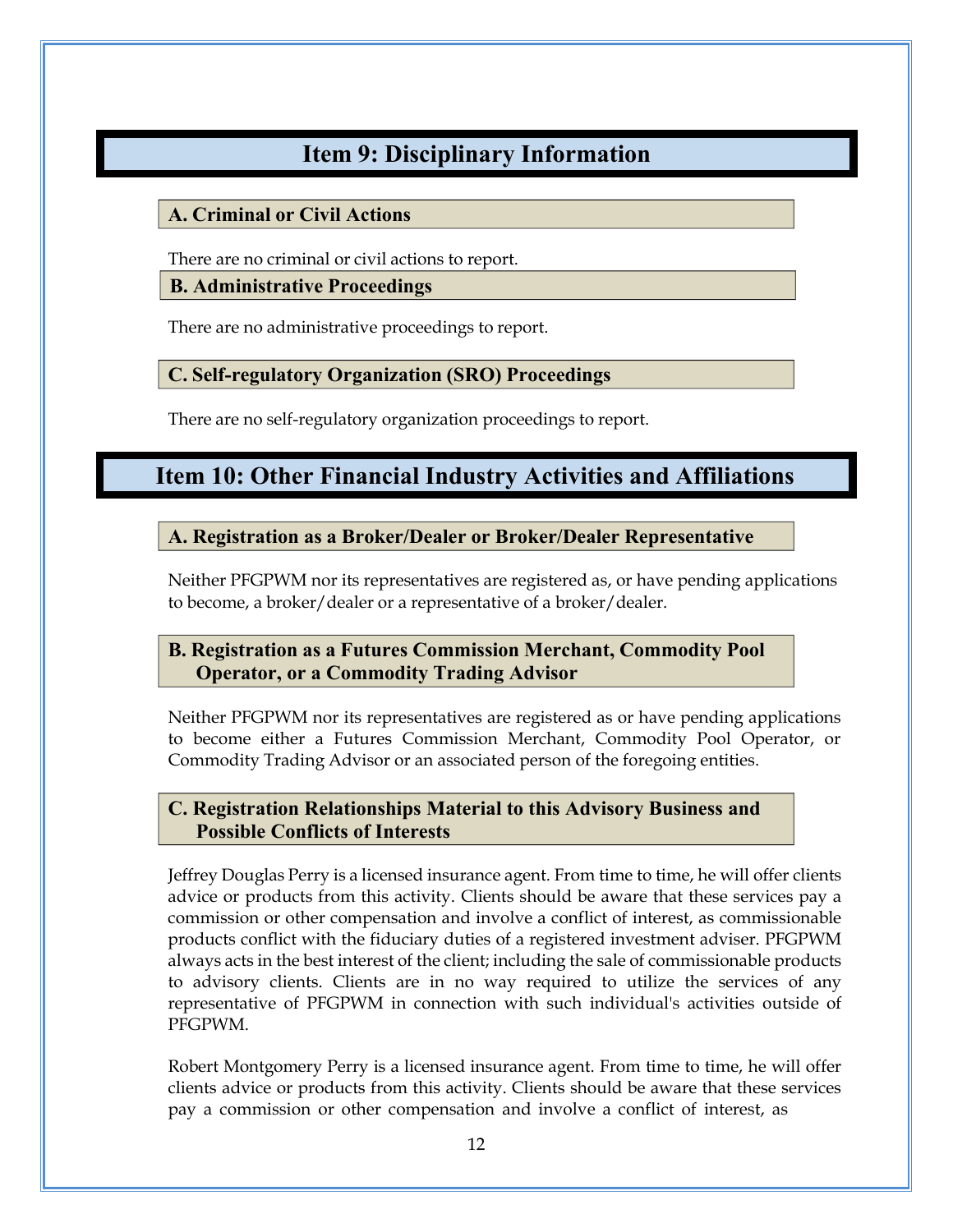# Item 9: Disciplinary Information

## A. Criminal or Civil Actions

There are no criminal or civil actions to report.

## B. Administrative Proceedings

There are no administrative proceedings to report.

## C. Self-regulatory Organization (SRO) Proceedings

There are no self-regulatory organization proceedings to report.

# Item 10: Other Financial Industry Activities and Affiliations

## A. Registration as a Broker/Dealer or Broker/Dealer Representative

Neither PFGPWM nor its representatives are registered as, or have pending applications to become, a broker/dealer or a representative of a broker/dealer.

## B. Registration as a Futures Commission Merchant, Commodity Pool Operator, or a Commodity Trading Advisor

Neither PFGPWM nor its representatives are registered as or have pending applications to become either a Futures Commission Merchant, Commodity Pool Operator, or Commodity Trading Advisor or an associated person of the foregoing entities.

## C. Registration Relationships Material to this Advisory Business and Possible Conflicts of Interests

Jeffrey Douglas Perry is a licensed insurance agent. From time to time, he will offer clients advice or products from this activity. Clients should be aware that these services pay a commission or other compensation and involve a conflict of interest, as commissionable products conflict with the fiduciary duties of a registered investment adviser. PFGPWM always acts in the best interest of the client; including the sale of commissionable products to advisory clients. Clients are in no way required to utilize the services of any representative of PFGPWM in connection with such individual's activities outside of PFGPWM.

Robert Montgomery Perry is a licensed insurance agent. From time to time, he will offer clients advice or products from this activity. Clients should be aware that these services pay a commission or other compensation and involve a conflict of interest, as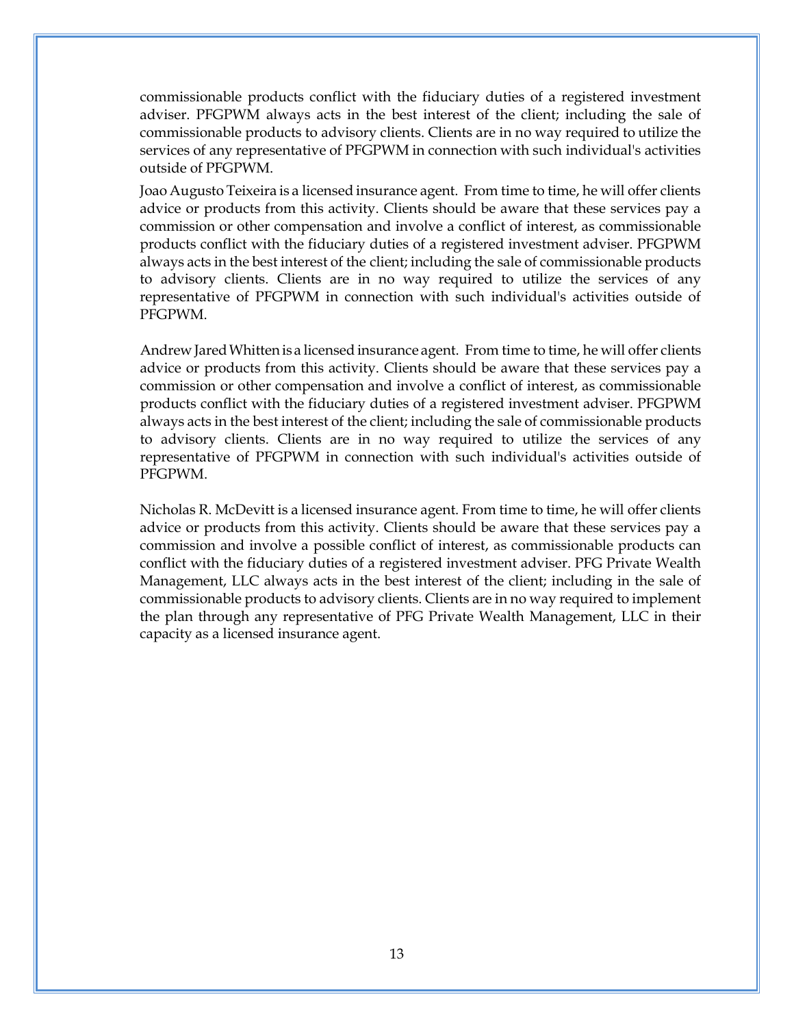commissionable products conflict with the fiduciary duties of a registered investment adviser. PFGPWM always acts in the best interest of the client; including the sale of commissionable products to advisory clients. Clients are in no way required to utilize the services of any representative of PFGPWM in connection with such individual's activities outside of PFGPWM.

Joao Augusto Teixeira is a licensed insurance agent. From time to time, he will offer clients advice or products from this activity. Clients should be aware that these services pay a commission or other compensation and involve a conflict of interest, as commissionable products conflict with the fiduciary duties of a registered investment adviser. PFGPWM always acts in the best interest of the client; including the sale of commissionable products to advisory clients. Clients are in no way required to utilize the services of any representative of PFGPWM in connection with such individual's activities outside of PFGPWM.

Andrew Jared Whitten is a licensed insurance agent. From time to time, he will offer clients advice or products from this activity. Clients should be aware that these services pay a commission or other compensation and involve a conflict of interest, as commissionable products conflict with the fiduciary duties of a registered investment adviser. PFGPWM always acts in the best interest of the client; including the sale of commissionable products to advisory clients. Clients are in no way required to utilize the services of any representative of PFGPWM in connection with such individual's activities outside of PFGPWM.

Nicholas R. McDevitt is a licensed insurance agent. From time to time, he will offer clients advice or products from this activity. Clients should be aware that these services pay a commission and involve a possible conflict of interest, as commissionable products can conflict with the fiduciary duties of a registered investment adviser. PFG Private Wealth Management, LLC always acts in the best interest of the client; including in the sale of commissionable products to advisory clients. Clients are in no way required to implement the plan through any representative of PFG Private Wealth Management, LLC in their capacity as a licensed insurance agent.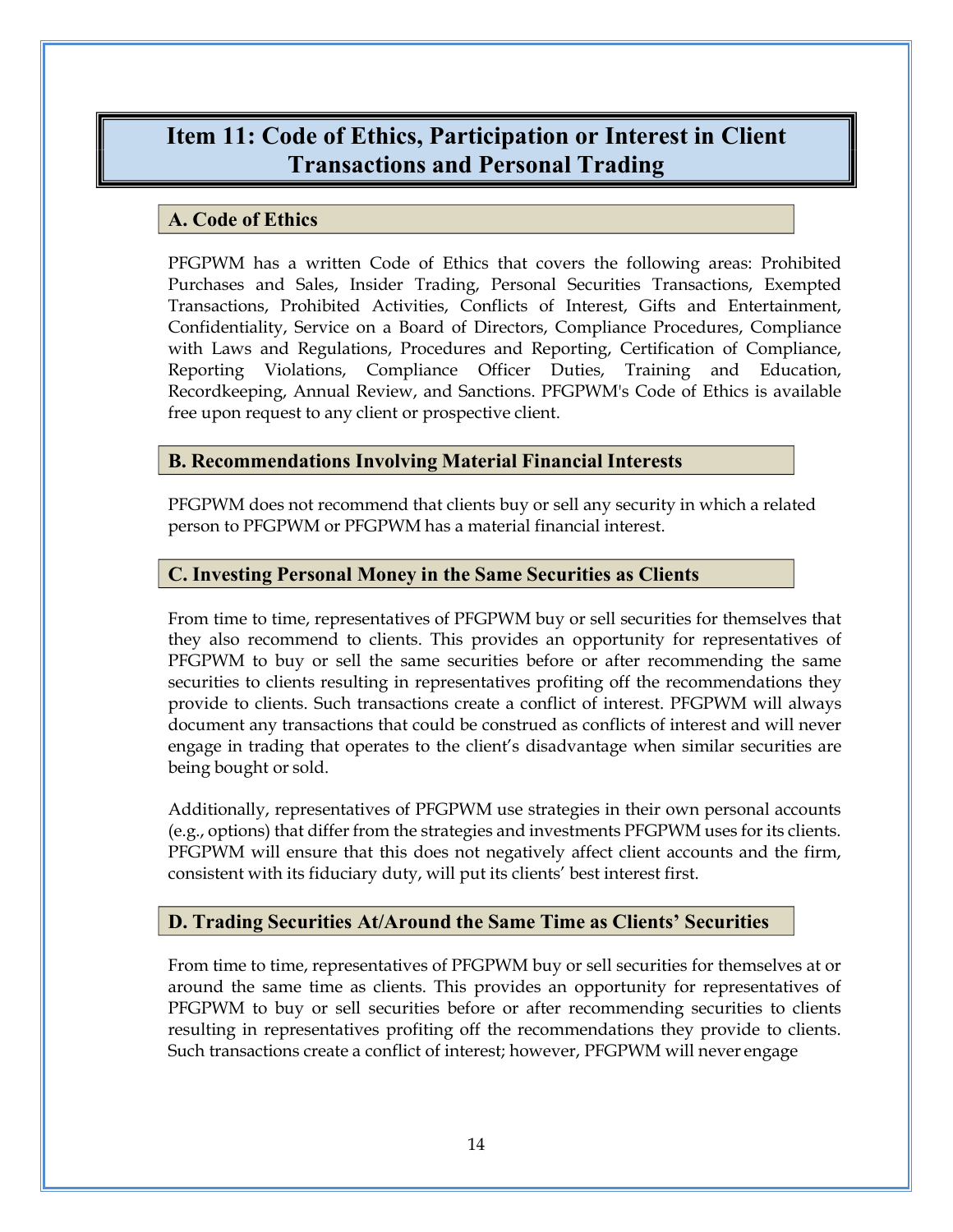# Item 11: Code of Ethics, Participation or Interest in Client Transactions and Personal Trading

## A. Code of Ethics

PFGPWM has a written Code of Ethics that covers the following areas: Prohibited Purchases and Sales, Insider Trading, Personal Securities Transactions, Exempted Transactions, Prohibited Activities, Conflicts of Interest, Gifts and Entertainment, Confidentiality, Service on a Board of Directors, Compliance Procedures, Compliance with Laws and Regulations, Procedures and Reporting, Certification of Compliance, Reporting Violations, Compliance Officer Duties, Training and Education, Recordkeeping, Annual Review, and Sanctions. PFGPWM's Code of Ethics is available free upon request to any client or prospective client.

## B. Recommendations Involving Material Financial Interests

PFGPWM does not recommend that clients buy or sell any security in which a related person to PFGPWM or PFGPWM has a material financial interest.

## C. Investing Personal Money in the Same Securities as Clients

From time to time, representatives of PFGPWM buy or sell securities for themselves that they also recommend to clients. This provides an opportunity for representatives of PFGPWM to buy or sell the same securities before or after recommending the same securities to clients resulting in representatives profiting off the recommendations they provide to clients. Such transactions create a conflict of interest. PFGPWM will always document any transactions that could be construed as conflicts of interest and will never engage in trading that operates to the client's disadvantage when similar securities are being bought or sold.

Additionally, representatives of PFGPWM use strategies in their own personal accounts (e.g., options) that differ from the strategies and investments PFGPWM uses for its clients. PFGPWM will ensure that this does not negatively affect client accounts and the firm, consistent with its fiduciary duty, will put its clients' best interest first.

## D. Trading Securities At/Around the Same Time as Clients' Securities

From time to time, representatives of PFGPWM buy or sell securities for themselves at or around the same time as clients. This provides an opportunity for representatives of PFGPWM to buy or sell securities before or after recommending securities to clients resulting in representatives profiting off the recommendations they provide to clients. Such transactions create a conflict of interest; however, PFGPWM will never engage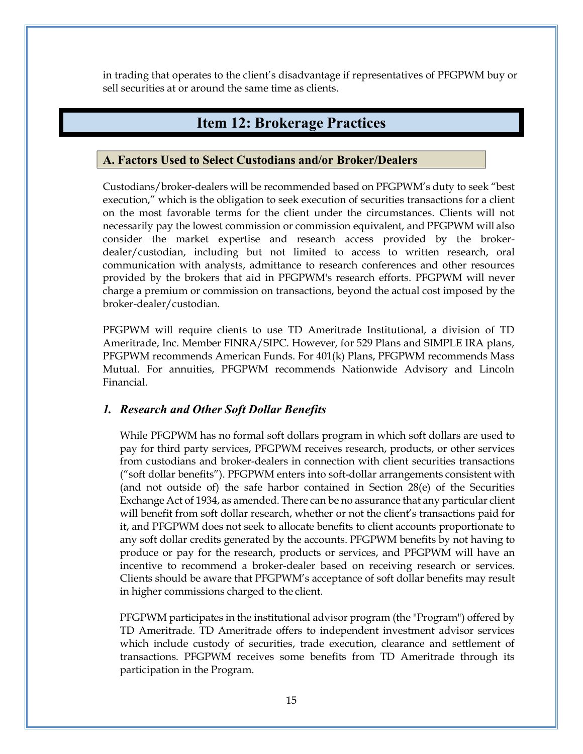in trading that operates to the client's disadvantage if representatives of PFGPWM buy or sell securities at or around the same time as clients.

# Item 12: Brokerage Practices

## A. Factors Used to Select Custodians and/or Broker/Dealers

Custodians/broker-dealers will be recommended based on PFGPWM's duty to seek "best execution," which is the obligation to seek execution of securities transactions for a client on the most favorable terms for the client under the circumstances. Clients will not necessarily pay the lowest commission or commission equivalent, and PFGPWM will also consider the market expertise and research access provided by the broker-dealer/custodian, including but not limited to access to written research, oral communication with analysts, admittance to research conferences and other resources provided by the brokers that aid in PFGPWM's research efforts. PFGPWM will never charge a premium or commission on transactions, beyond the actual cost imposed by the broker-dealer/custodian.

PFGPWM will require clients to use TD Ameritrade Institutional, a division of TD Ameritrade, Inc. Member FINRA/SIPC. However, for 529 Plans and SIMPLE IRA plans, PFGPWM recommends American Funds. For 401(k) Plans, PFGPWM recommends Mass Mutual. For annuities, PFGPWM recommends Nationwide Advisory and Lincoln Financial.

### *1. Research and Other Soft Dollar Benefits*

While PFGPWM has no formal soft dollars program in which soft dollars are used to pay for third party services, PFGPWM receives research, products, or other services from custodians and broker-dealers in connection with client securities transactions ("soft dollar benefits"). PFGPWM enters into soft-dollar arrangements consistent with (and not outside of) the safe harbor contained in Section 28(e) of the Securities Exchange Act of 1934, as amended. There can be no assurance that any particular client will benefit from soft dollar research, whether or not the client's transactions paid for it, and PFGPWM does not seek to allocate benefits to client accounts proportionate to any soft dollar credits generated by the accounts. PFGPWM benefits by not having to produce or pay for the research, products or services, and PFGPWM will have an incentive to recommend a broker-dealer based on receiving research or services. Clients should be aware that PFGPWM's acceptance of soft dollar benefits may result in higher commissions charged to the client.

PFGPWM participates in the institutional advisor program (the "Program") offered by TD Ameritrade. TD Ameritrade offers to independent investment advisor services which include custody of securities, trade execution, clearance and settlement of transactions. PFGPWM receives some benefits from TD Ameritrade through its participation in the Program.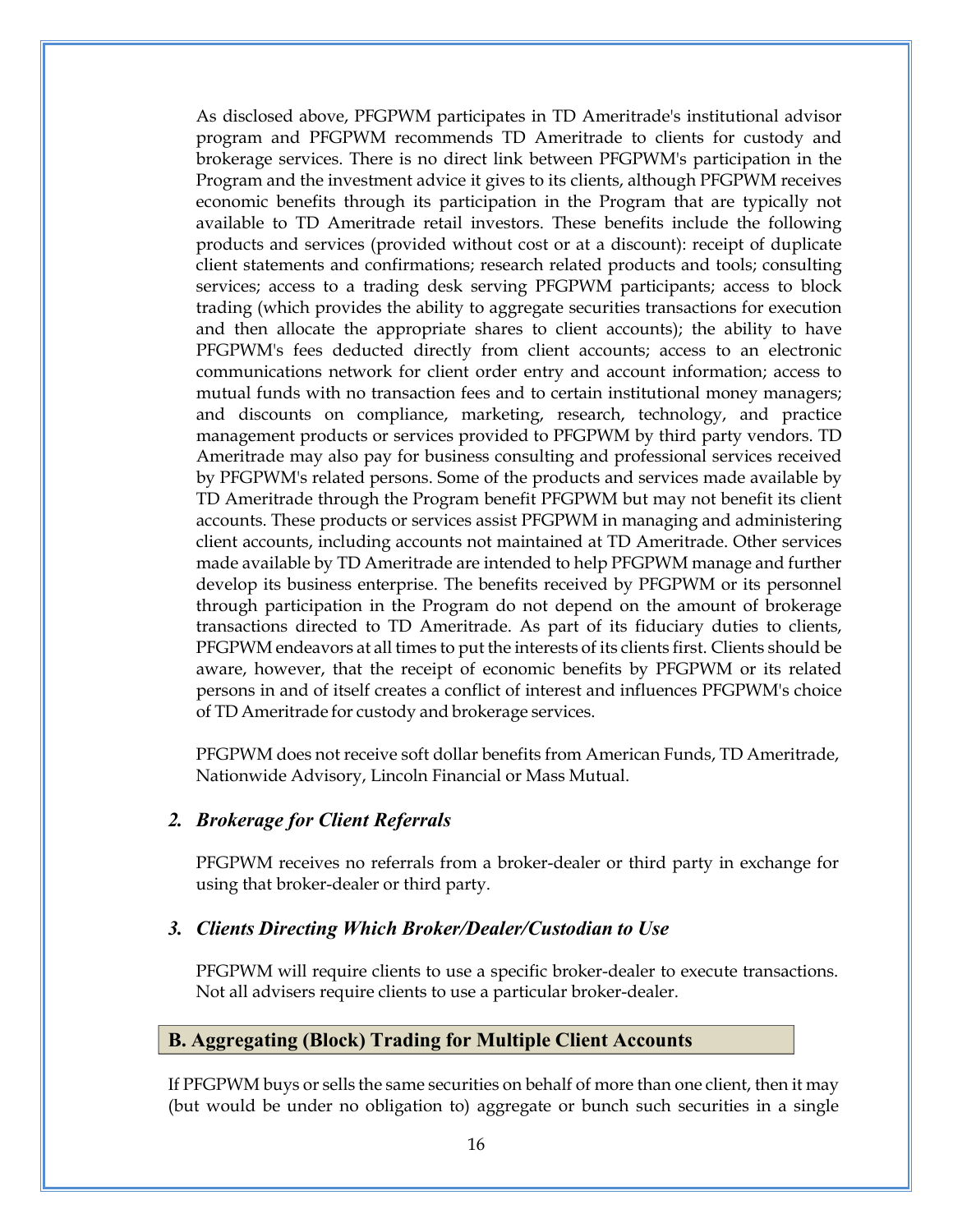As disclosed above, PFGPWM participates in TD Ameritrade's institutional advisor program and PFGPWM recommends TD Ameritrade to clients for custody and brokerage services. There is no direct link between PFGPWM's participation in the Program and the investment advice it gives to its clients, although PFGPWM receives economic benefits through its participation in the Program that are typically not available to TD Ameritrade retail investors. These benefits include the following products and services (provided without cost or at a discount): receipt of duplicate client statements and confirmations; research related products and tools; consulting services; access to a trading desk serving PFGPWM participants; access to block trading (which provides the ability to aggregate securities transactions for execution and then allocate the appropriate shares to client accounts); the ability to have PFGPWM's fees deducted directly from client accounts; access to an electronic communications network for client order entry and account information; access to mutual funds with no transaction fees and to certain institutional money managers; and discounts on compliance, marketing, research, technology, and practice management products or services provided to PFGPWM by third party vendors. TD Ameritrade may also pay for business consulting and professional services received by PFGPWM's related persons. Some of the products and services made available by TD Ameritrade through the Program benefit PFGPWM but may not benefit its client accounts. These products or services assist PFGPWM in managing and administering client accounts, including accounts not maintained at TD Ameritrade. Other services made available by TD Ameritrade are intended to help PFGPWM manage and further develop its business enterprise. The benefits received by PFGPWM or its personnel through participation in the Program do not depend on the amount of brokerage transactions directed to TD Ameritrade. As part of its fiduciary duties to clients, PFGPWM endeavors at all times to put the interests of its clients first. Clients should be aware, however, that the receipt of economic benefits by PFGPWM or its related persons in and of itself creates a conflict of interest and influences PFGPWM's choice of TD Ameritrade for custody and brokerage services.

PFGPWM does not receive soft dollar benefits from American Funds, TD Ameritrade, Nationwide Advisory, Lincoln Financial or Mass Mutual.

### *2. Brokerage for Client Referrals*

PFGPWM receives no referrals from a broker-dealer or third party in exchange for using that broker-dealer or third party.

### *3. Clients Directing Which Broker/Dealer/Custodian to Use*

PFGPWM will require clients to use a specific broker-dealer to execute transactions. Not all advisers require clients to use a particular broker-dealer.

## B. Aggregating (Block) Trading for Multiple Client Accounts

If PFGPWM buys or sells the same securities on behalf of more than one client, then it may (but would be under no obligation to) aggregate or bunch such securities in a single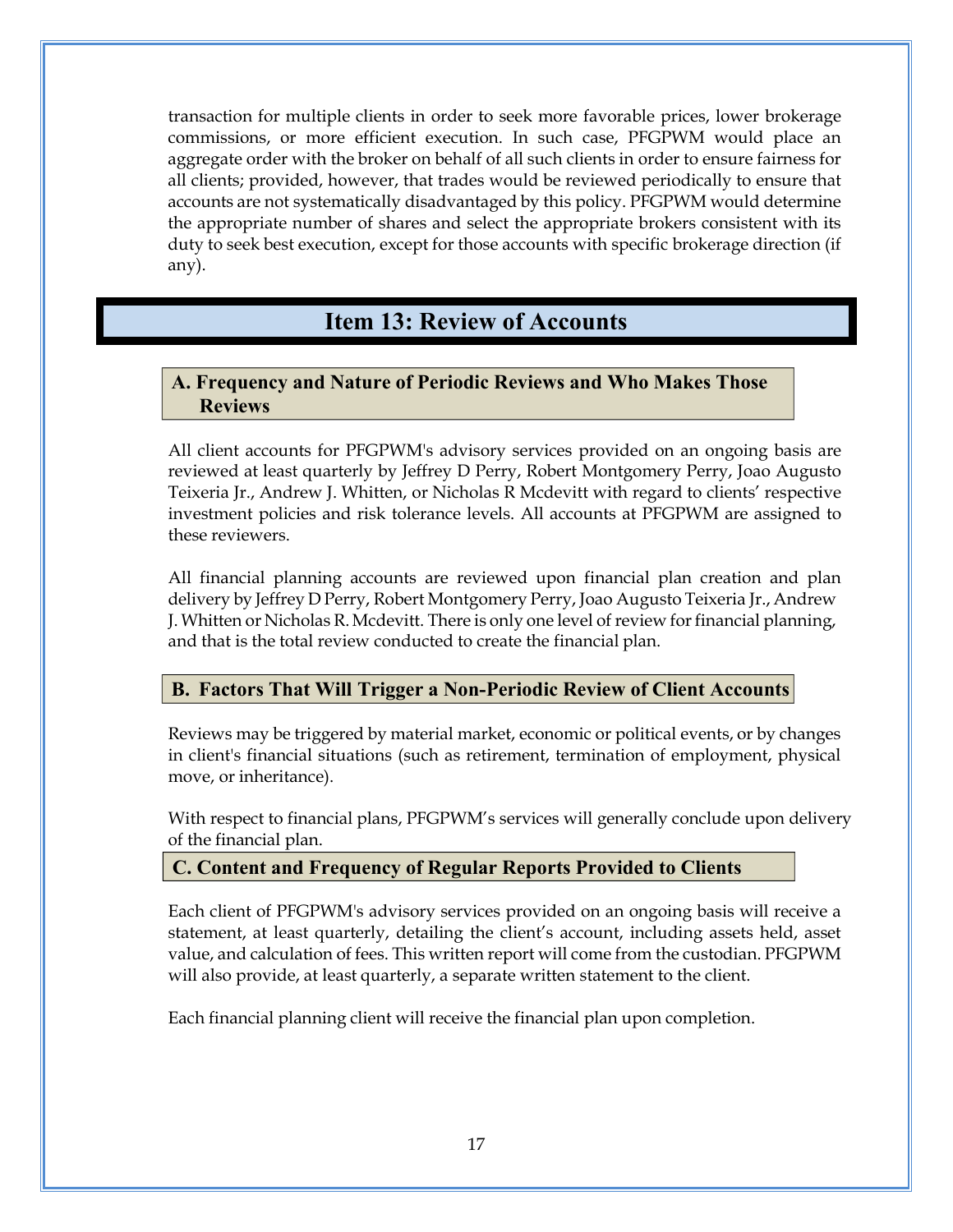transaction for multiple clients in order to seek more favorable prices, lower brokerage commissions, or more efficient execution. In such case, PFGPWM would place an aggregate order with the broker on behalf of all such clients in order to ensure fairness for all clients; provided, however, that trades would be reviewed periodically to ensure that accounts are not systematically disadvantaged by this policy. PFGPWM would determine the appropriate number of shares and select the appropriate brokers consistent with its duty to seek best execution, except for those accounts with specific brokerage direction (if any).

# Item 13: Review of Accounts

## A. Frequency and Nature of Periodic Reviews and Who Makes Those Reviews

All client accounts for PFGPWM's advisory services provided on an ongoing basis are reviewed at least quarterly by Jeffrey D Perry, Robert Montgomery Perry, Joao Augusto Teixeria Jr., Andrew J. Whitten, or Nicholas R Mcdevitt with regard to clients' respective investment policies and risk tolerance levels. All accounts at PFGPWM are assigned to these reviewers.

All financial planning accounts are reviewed upon financial plan creation and plan delivery by Jeffrey D Perry, Robert Montgomery Perry, Joao Augusto Teixeria Jr., Andrew J. Whitten or Nicholas R. Mcdevitt. There is only one level of review for financial planning, and that is the total review conducted to create the financial plan.

## B. Factors That Will Trigger a Non-Periodic Review of Client Accounts

Reviews may be triggered by material market, economic or political events, or by changes in client's financial situations (such as retirement, termination of employment, physical move, or inheritance).

With respect to financial plans, PFGPWM's services will generally conclude upon delivery of the financial plan.

## C. Content and Frequency of Regular Reports Provided to Clients

Each client of PFGPWM's advisory services provided on an ongoing basis will receive a statement, at least quarterly, detailing the client's account, including assets held, asset value, and calculation of fees. This written report will come from the custodian. PFGPWM will also provide, at least quarterly, a separate written statement to the client.

Each financial planning client will receive the financial plan upon completion.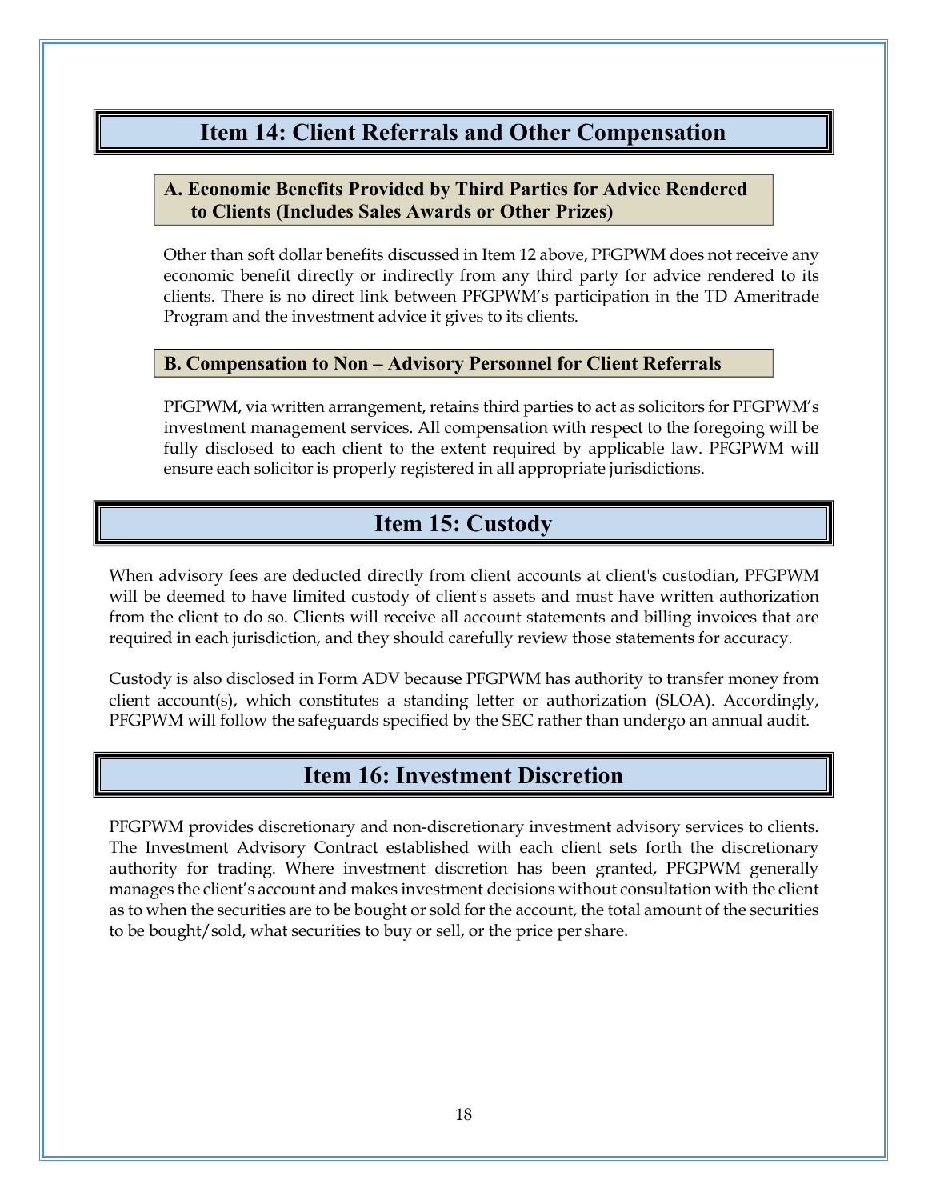## Item 14: Client Referrals and Other Compensation

### A. Economic Benefits Provided by Third Parties for Advice Rendered to Clients (Includes Sales Awards or Other Prizes)

Other than soft dollar benefits discussed in Item 12 above, PFGPWM does not receive any economic benefit directly or indirectly from any third party for advice rendered to its clients. There is no direct link between PFGPWM's participation in the TD Ameritrade Program and the investment advice it gives to its clients.

### B. Compensation to Non – Advisory Personnel for Client Referrals

PFGPWM, via written arrangement, retains third parties to act as solicitors for PFGPWM's investment management services. All compensation with respect to the foregoing will be fully disclosed to each client to the extent required by applicable law. PFGPWM will ensure each solicitor is properly registered in all appropriate jurisdictions.

## Item 15: Custody

When advisory fees are deducted directly from client accounts at client's custodian, PFGPWM will be deemed to have limited custody of client's assets and must have written authorization from the client to do so. Clients will receive all account statements and billing invoices that are required in each jurisdiction, and they should carefully review those statements for accuracy.

Custody is also disclosed in Form ADV because PFGPWM has authority to transfer money from client account(s), which constitutes a standing letter or authorization (SLOA). Accordingly, PFGPWM will follow the safeguards specified by the SEC rather than undergo an annual audit.

## Item 16: Investment Discretion

PFGPWM provides discretionary and non-discretionary investment advisory services to clients. The Investment Advisory Contract established with each client sets forth the discretionary authority for trading. Where investment discretion has been granted, PFGPWM generally manages the client's account and makes investment decisions without consultation with the client as to when the securities are to be bought or sold for the account, the total amount of the securities to be bought/sold, what securities to buy or sell, or the price per share.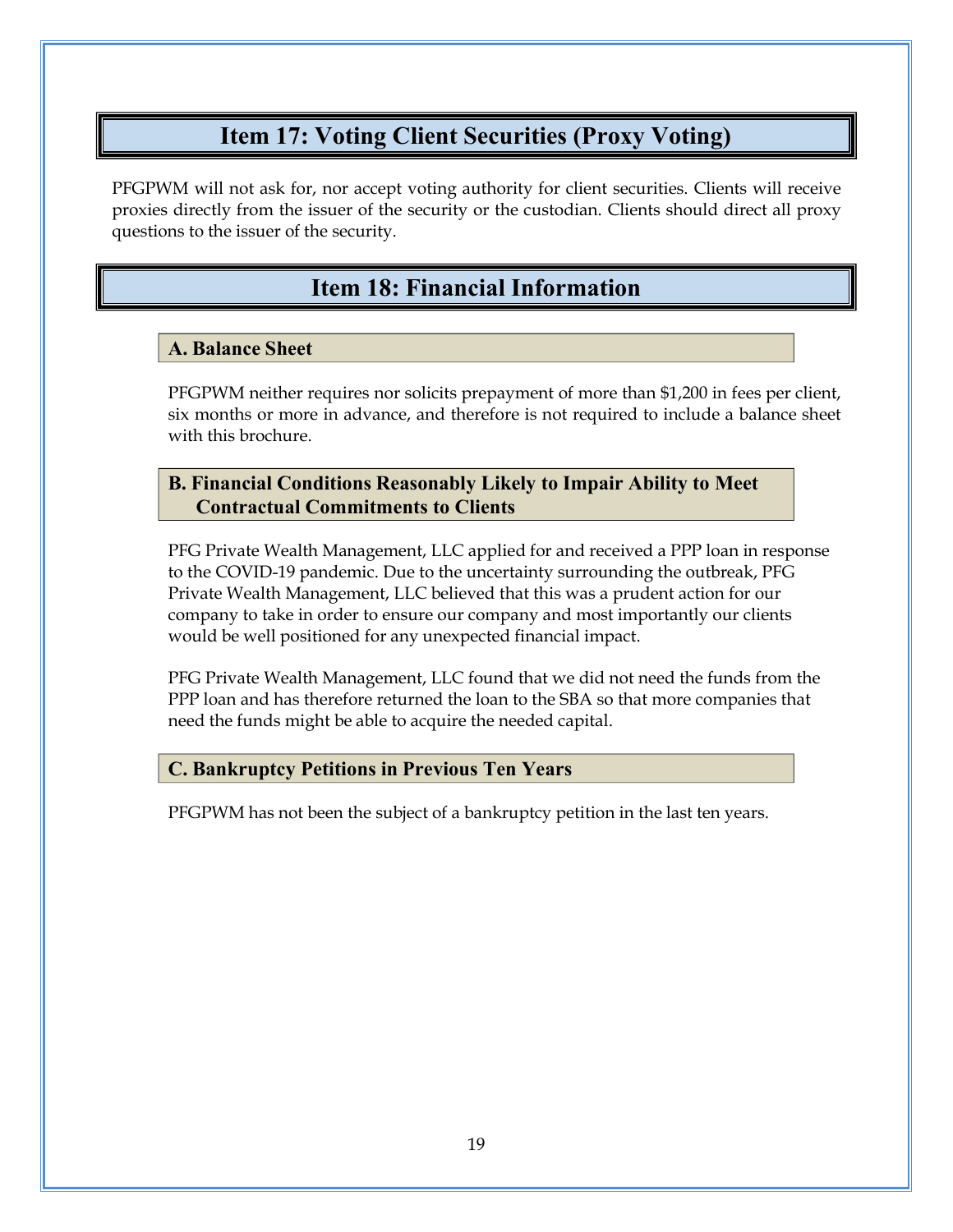## Item 17: Voting Client Securities (Proxy Voting)

PFGPWM will not ask for, nor accept voting authority for client securities. Clients will receive proxies directly from the issuer of the security or the custodian. Clients should direct all proxy questions to the issuer of the security.

## Item 18: Financial Information

### A. Balance Sheet

PFGPWM neither requires nor solicits prepayment of more than $1,200 in fees per client, six months or more in advance, and therefore is not required to include a balance sheet with this brochure.

### B. Financial Conditions Reasonably Likely to Impair Ability to Meet Contractual Commitments to Clients

PFG Private Wealth Management, LLC applied for and received a PPP loan in response to the COVID-19 pandemic. Due to the uncertainty surrounding the outbreak, PFG Private Wealth Management, LLC believed that this was a prudent action for our company to take in order to ensure our company and most importantly our clients would be well positioned for any unexpected financial impact.

PFG Private Wealth Management, LLC found that we did not need the funds from the PPP loan and has therefore returned the loan to the SBA so that more companies that need the funds might be able to acquire the needed capital.

### C. Bankruptcy Petitions in Previous Ten Years

PFGPWM has not been the subject of a bankruptcy petition in the last ten years.